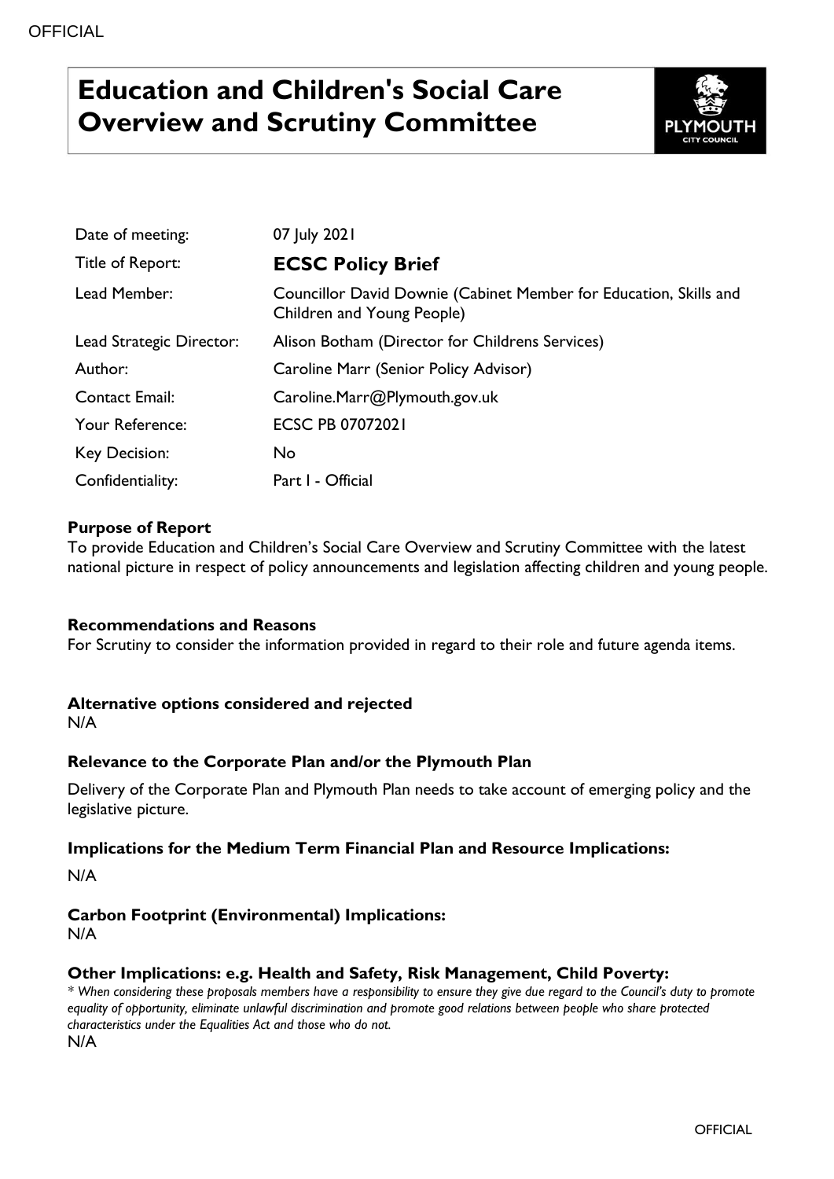# Education and Children's Social Care Overview and Scrutiny Committee

| | |
|---|---|
| Date of meeting: | 07 July 2021 |
| Title of Report: | **ECSC Policy Brief** |
| Lead Member: | Councillor David Downie (Cabinet Member for Education, Skills and Children and Young People) |
| Lead Strategic Director: | Alison Botham (Director for Childrens Services) |
| Author: | Caroline Marr (Senior Policy Advisor) |
| Contact Email: | Caroline.Marr@Plymouth.gov.uk |
| Your Reference: | ECSC PB 07072021 |
| Key Decision: | No |
| Confidentiality: | Part I - Official |

### Purpose of Report

To provide Education and Children's Social Care Overview and Scrutiny Committee with the latest national picture in respect of policy announcements and legislation affecting children and young people.

### Recommendations and Reasons

For Scrutiny to consider the information provided in regard to their role and future agenda items.

### Alternative options considered and rejected

N/A

### Relevance to the Corporate Plan and/or the Plymouth Plan

Delivery of the Corporate Plan and Plymouth Plan needs to take account of emerging policy and the legislative picture.

### Implications for the Medium Term Financial Plan and Resource Implications:

N/A

### Carbon Footprint (Environmental) Implications:

N/A

### Other Implications: e.g. Health and Safety, Risk Management, Child Poverty:

*\* When considering these proposals members have a responsibility to ensure they give due regard to the Council's duty to promote equality of opportunity, eliminate unlawful discrimination and promote good relations between people who share protected characteristics under the Equalities Act and those who do not.*

N/A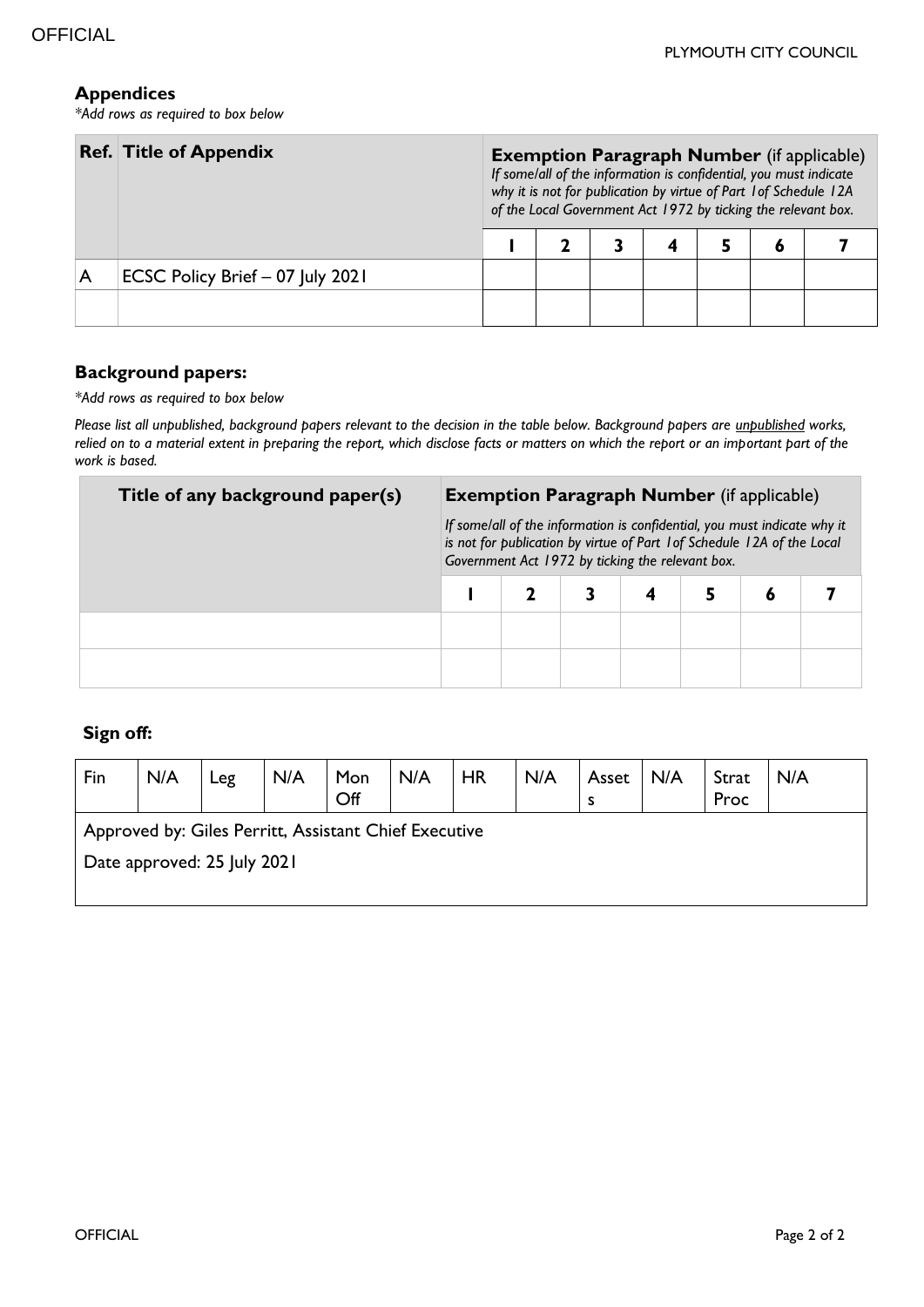## Appendices

*\*Add rows as required to box below*

| Ref. | Title of Appendix | **Exemption Paragraph Number** (if applicable) *If some/all of the information is confidential, you must indicate why it is not for publication by virtue of Part 1of Schedule 12A of the Local Government Act 1972 by ticking the relevant box.* | | | | | | |
|---|---|---|---|---|---|---|---|---|
| | | 1 | 2 | 3 | 4 | 5 | 6 | 7 |
| A | ECSC Policy Brief – 07 July 2021 | | | | | | | |
| | | | | | | | | |

## Background papers:

*\*Add rows as required to box below*

*Please list all unpublished, background papers relevant to the decision in the table below. Background papers are unpublished works, relied on to a material extent in preparing the report, which disclose facts or matters on which the report or an important part of the work is based.*

| Title of any background paper(s) | **Exemption Paragraph Number** (if applicable) *If some/all of the information is confidential, you must indicate why it is not for publication by virtue of Part 1of Schedule 12A of the Local Government Act 1972 by ticking the relevant box.* | | | | | | |
|---|---|---|---|---|---|---|---|
| | 1 | 2 | 3 | 4 | 5 | 6 | 7 |
| | | | | | | | |
| | | | | | | | |

## Sign off:

| Fin | N/A | Leg | N/A | Mon Off | N/A | HR | N/A | Assets | N/A | Strat Proc | N/A |
|---|---|---|---|---|---|---|---|---|---|---|---|
| Approved by: Giles Perritt, Assistant Chief Executive<br>Date approved: 25 July 2021 | | | | | | | | | | | |